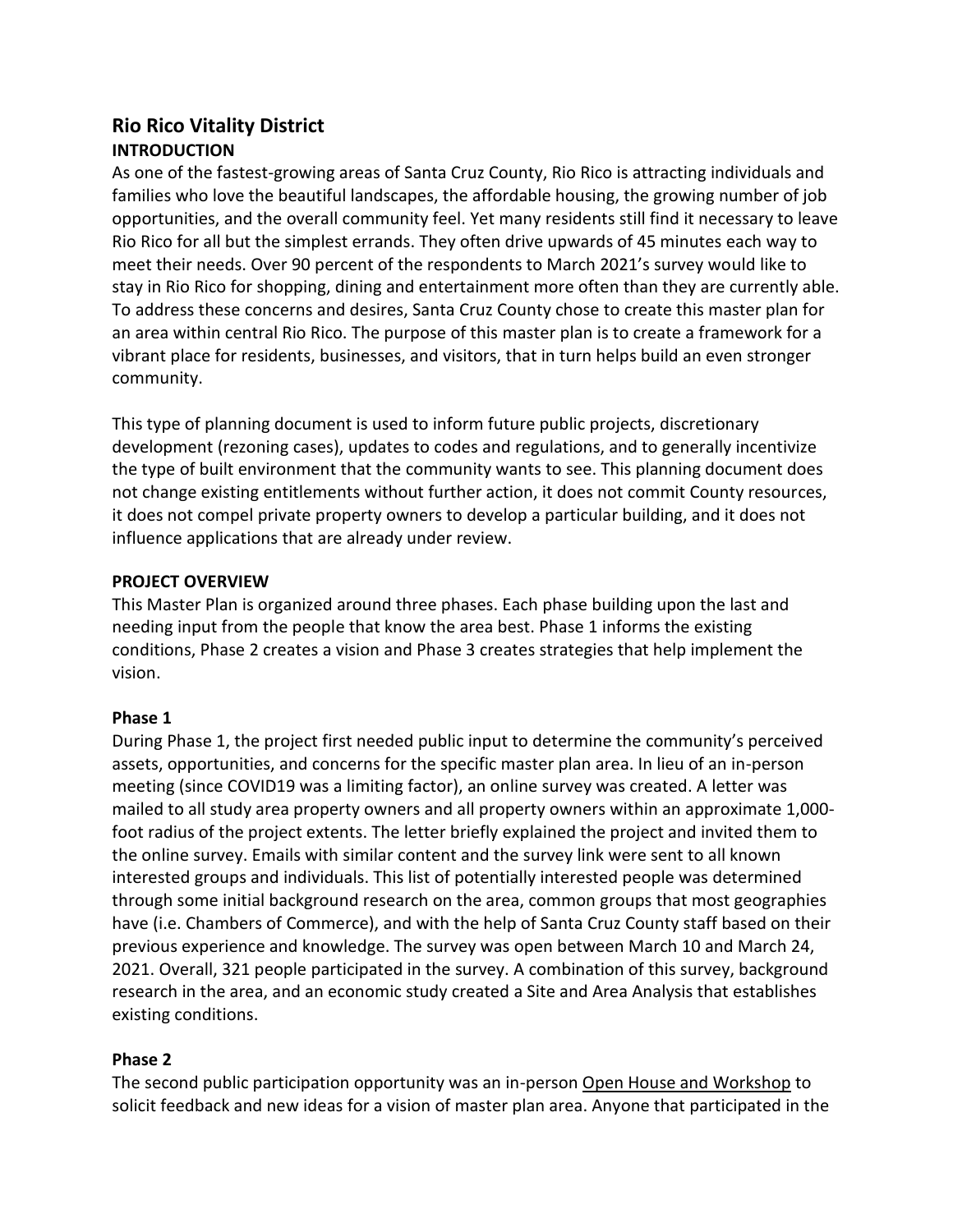# Rio Rico Vitality District

## INTRODUCTION

As one of the fastest-growing areas of Santa Cruz County, Rio Rico is attracting individuals and families who love the beautiful landscapes, the affordable housing, the growing number of job opportunities, and the overall community feel. Yet many residents still find it necessary to leave Rio Rico for all but the simplest errands. They often drive upwards of 45 minutes each way to meet their needs. Over 90 percent of the respondents to March 2021's survey would like to stay in Rio Rico for shopping, dining and entertainment more often than they are currently able. To address these concerns and desires, Santa Cruz County chose to create this master plan for an area within central Rio Rico. The purpose of this master plan is to create a framework for a vibrant place for residents, businesses, and visitors, that in turn helps build an even stronger community.

This type of planning document is used to inform future public projects, discretionary development (rezoning cases), updates to codes and regulations, and to generally incentivize the type of built environment that the community wants to see. This planning document does not change existing entitlements without further action, it does not commit County resources, it does not compel private property owners to develop a particular building, and it does not influence applications that are already under review.

## PROJECT OVERVIEW

This Master Plan is organized around three phases. Each phase building upon the last and needing input from the people that know the area best. Phase 1 informs the existing conditions, Phase 2 creates a vision and Phase 3 creates strategies that help implement the vision.

### Phase 1

During Phase 1, the project first needed public input to determine the community's perceived assets, opportunities, and concerns for the specific master plan area. In lieu of an in-person meeting (since COVID19 was a limiting factor), an online survey was created. A letter was mailed to all study area property owners and all property owners within an approximate 1,000-foot radius of the project extents. The letter briefly explained the project and invited them to the online survey. Emails with similar content and the survey link were sent to all known interested groups and individuals. This list of potentially interested people was determined through some initial background research on the area, common groups that most geographies have (i.e. Chambers of Commerce), and with the help of Santa Cruz County staff based on their previous experience and knowledge. The survey was open between March 10 and March 24, 2021. Overall, 321 people participated in the survey. A combination of this survey, background research in the area, and an economic study created a Site and Area Analysis that establishes existing conditions.

### Phase 2

The second public participation opportunity was an in-person Open House and Workshop to solicit feedback and new ideas for a vision of master plan area. Anyone that participated in the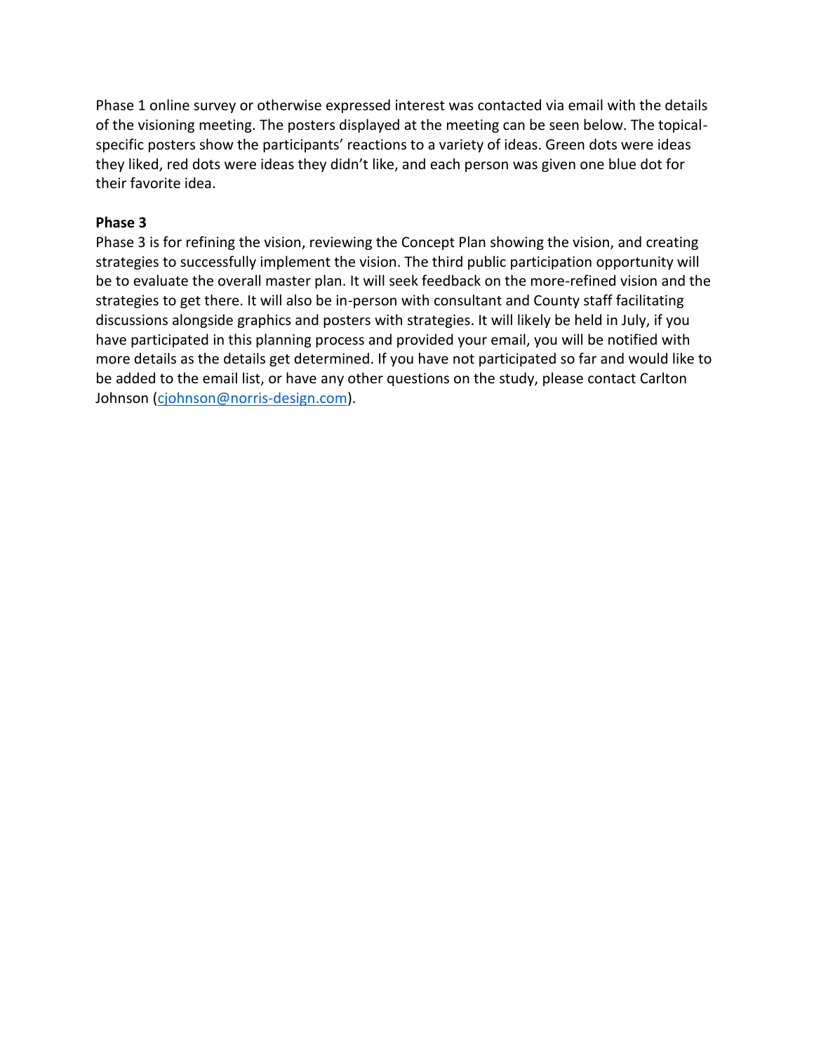Phase 1 online survey or otherwise expressed interest was contacted via email with the details of the visioning meeting. The posters displayed at the meeting can be seen below. The topical-specific posters show the participants' reactions to a variety of ideas. Green dots were ideas they liked, red dots were ideas they didn't like, and each person was given one blue dot for their favorite idea.

**Phase 3**

Phase 3 is for refining the vision, reviewing the Concept Plan showing the vision, and creating strategies to successfully implement the vision. The third public participation opportunity will be to evaluate the overall master plan. It will seek feedback on the more-refined vision and the strategies to get there. It will also be in-person with consultant and County staff facilitating discussions alongside graphics and posters with strategies. It will likely be held in July, if you have participated in this planning process and provided your email, you will be notified with more details as the details get determined. If you have not participated so far and would like to be added to the email list, or have any other questions on the study, please contact Carlton Johnson (cjohnson@norris-design.com).